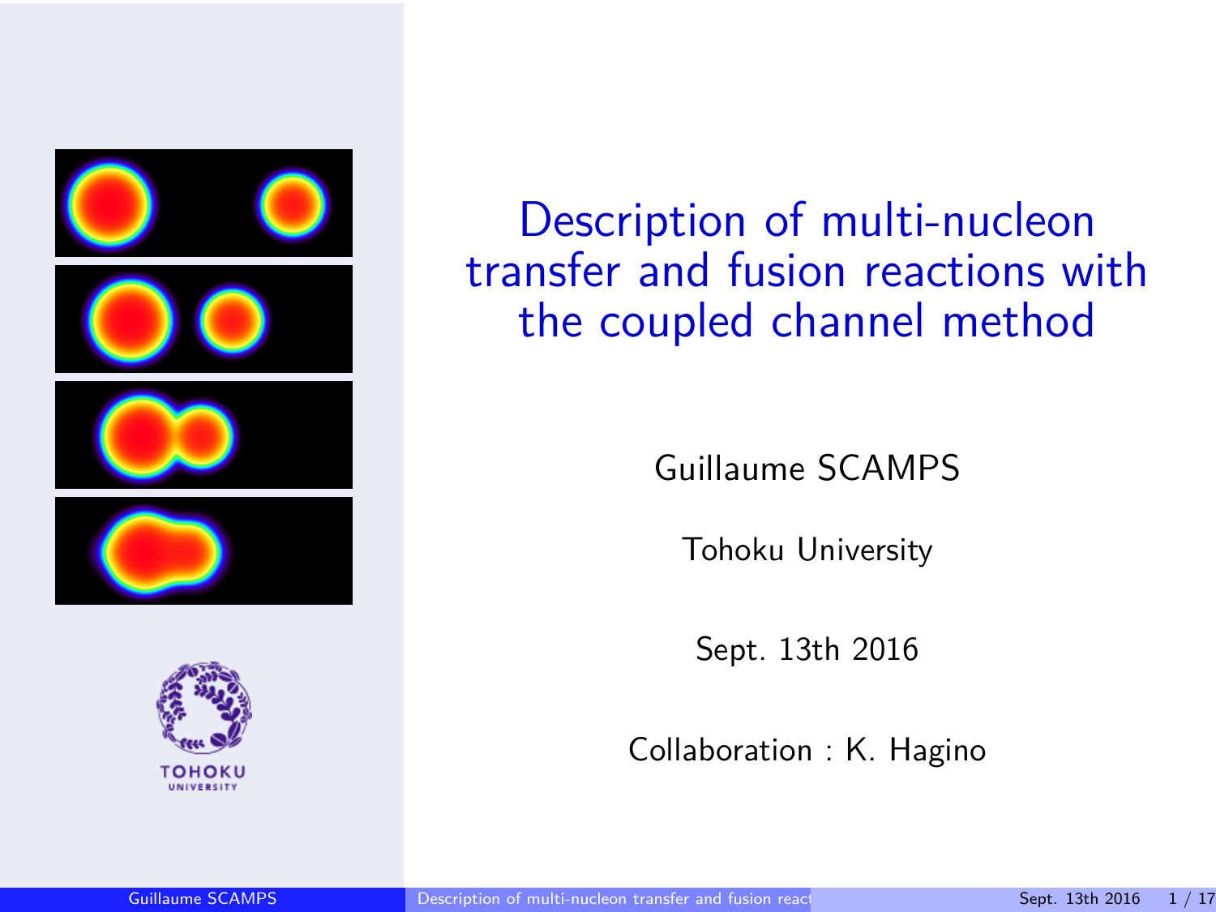# Description of multi-nucleon transfer and fusion reactions with the coupled channel method

Guillaume SCAMPS

Tohoku University

Sept. 13th 2016

Collaboration : K. Hagino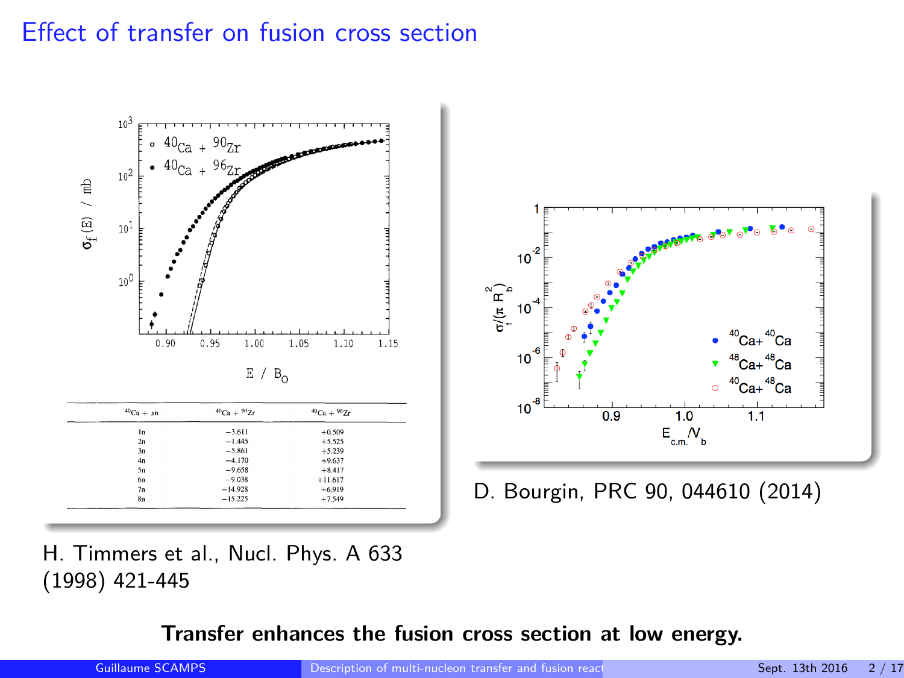# Effect of transfer on fusion cross section

| $^{40}Ca + xn$ | $^{40}Ca + ^{90}Zr$ | $^{40}Ca + ^{96}Zr$ |
|---|---|---|
| 1n | −3.611 | +0.509 |
| 2n | −1.445 | +5.525 |
| 3n | −5.861 | +5.239 |
| 4n | −4.170 | +9.637 |
| 5n | −9.658 | +8.417 |
| 6n | −9.038 | +11.617 |
| 7n | −14.928 | +6.919 |
| 8n | −15.225 | +7.549 |

H. Timmers et al., Nucl. Phys. A 633 (1998) 421-445

D. Bourgin, PRC 90, 044610 (2014)

**Transfer enhances the fusion cross section at low energy.**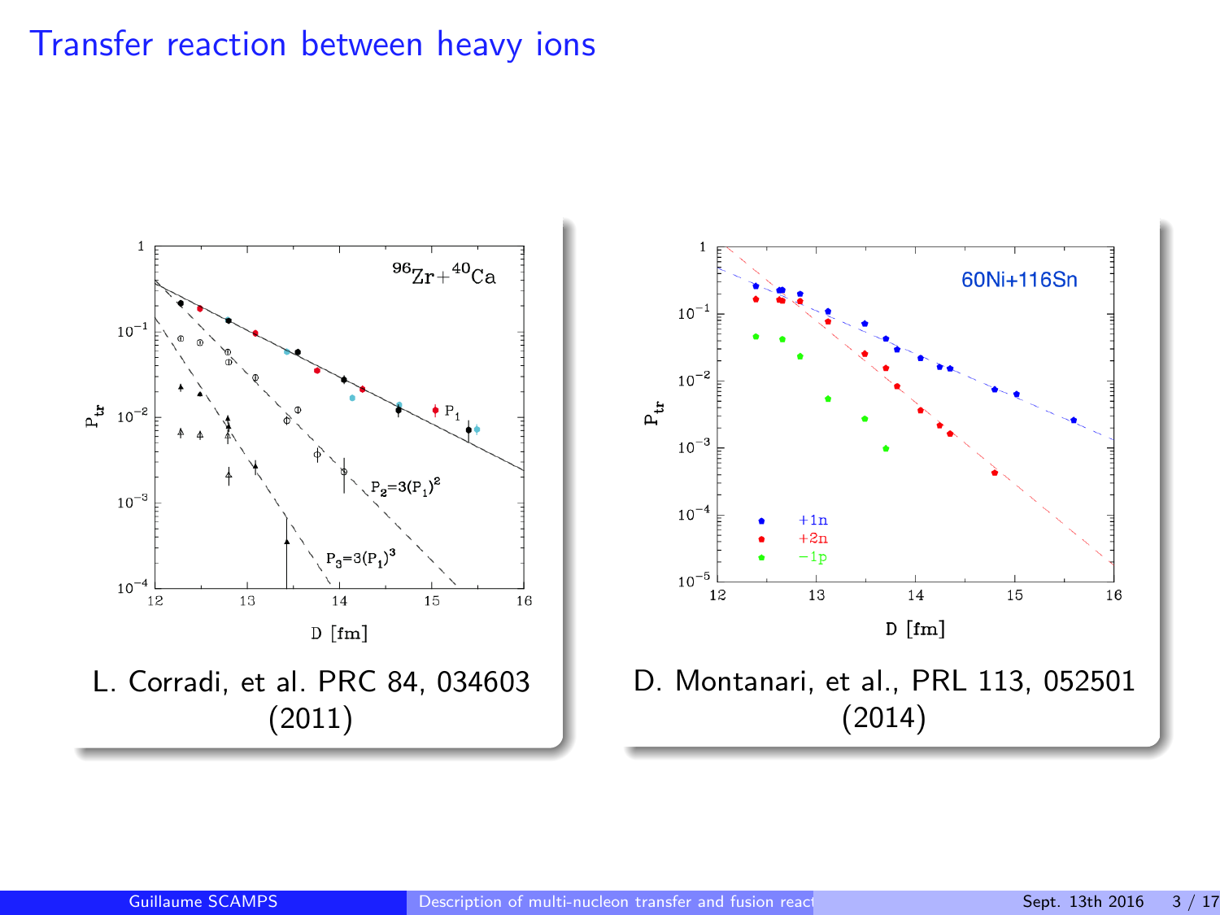# Transfer reaction between heavy ions

L. Corradi, et al. PRC 84, 034603 (2011)

D. Montanari, et al., PRL 113, 052501 (2014)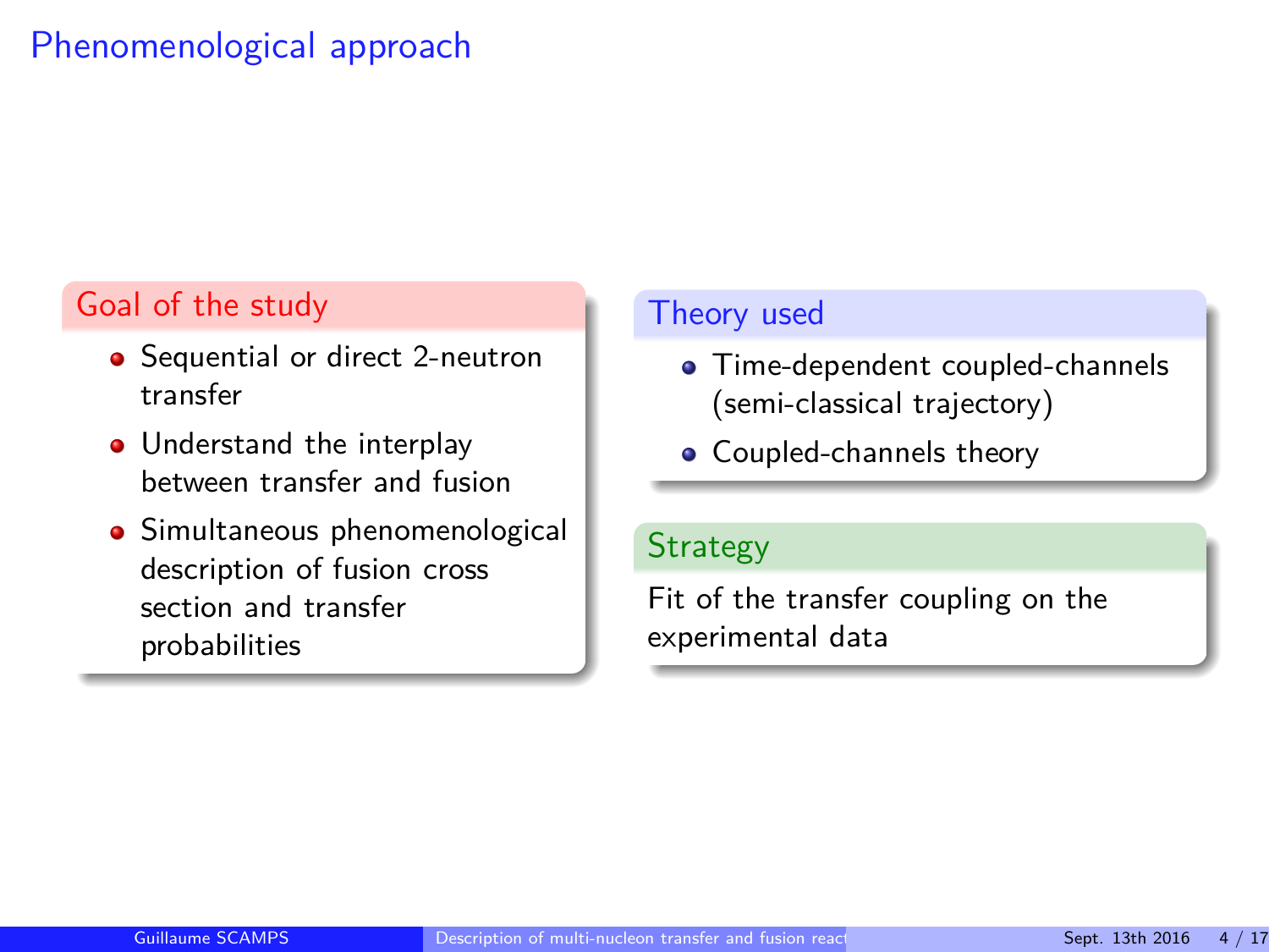# Phenomenological approach

## Goal of the study

- Sequential or direct 2-neutron transfer
- Understand the interplay between transfer and fusion
- Simultaneous phenomenological description of fusion cross section and transfer probabilities

## Theory used

- Time-dependent coupled-channels (semi-classical trajectory)
- Coupled-channels theory

## Strategy

Fit of the transfer coupling on the experimental data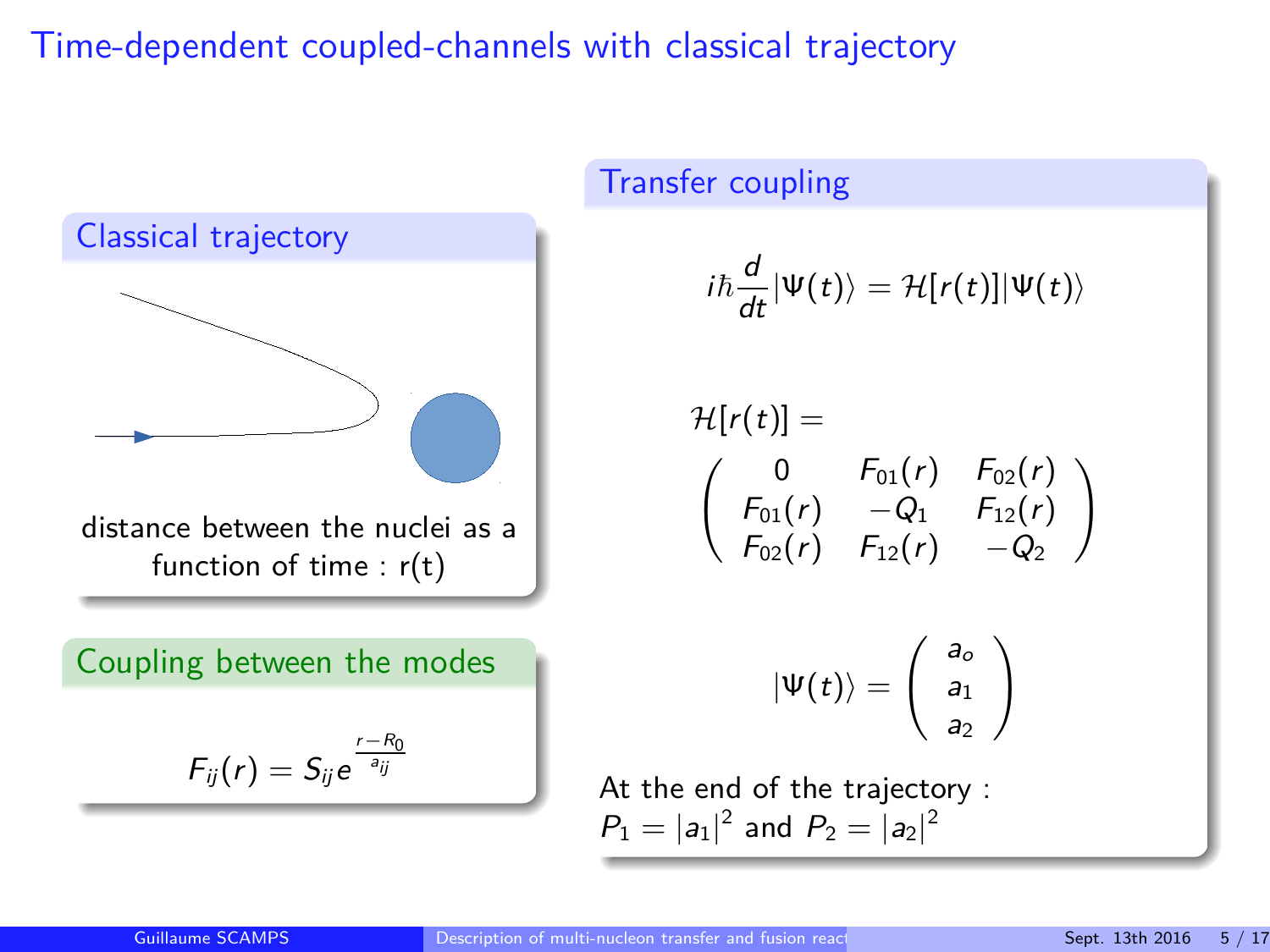# Time-dependent coupled-channels with classical trajectory

## Classical trajectory

distance between the nuclei as a function of time : r(t)

## Coupling between the modes

$$F_{ij}(r) = S_{ij} e^{\frac{r-R_0}{a_{ij}}}$$

## Transfer coupling

$$i\hbar \frac{d}{dt}|\Psi(t)\rangle = \mathcal{H}[r(t)]|\Psi(t)\rangle$$

$$\mathcal{H}[r(t)] = \begin{pmatrix} 0 & F_{01}(r) & F_{02}(r) \\ F_{01}(r) & -Q_1 & F_{12}(r) \\ F_{02}(r) & F_{12}(r) & -Q_2 \end{pmatrix}$$

$$|\Psi(t)\rangle = \begin{pmatrix} a_o \\ a_1 \\ a_2 \end{pmatrix}$$

At the end of the trajectory :
$P_1 = |a_1|^2$ and $P_2 = |a_2|^2$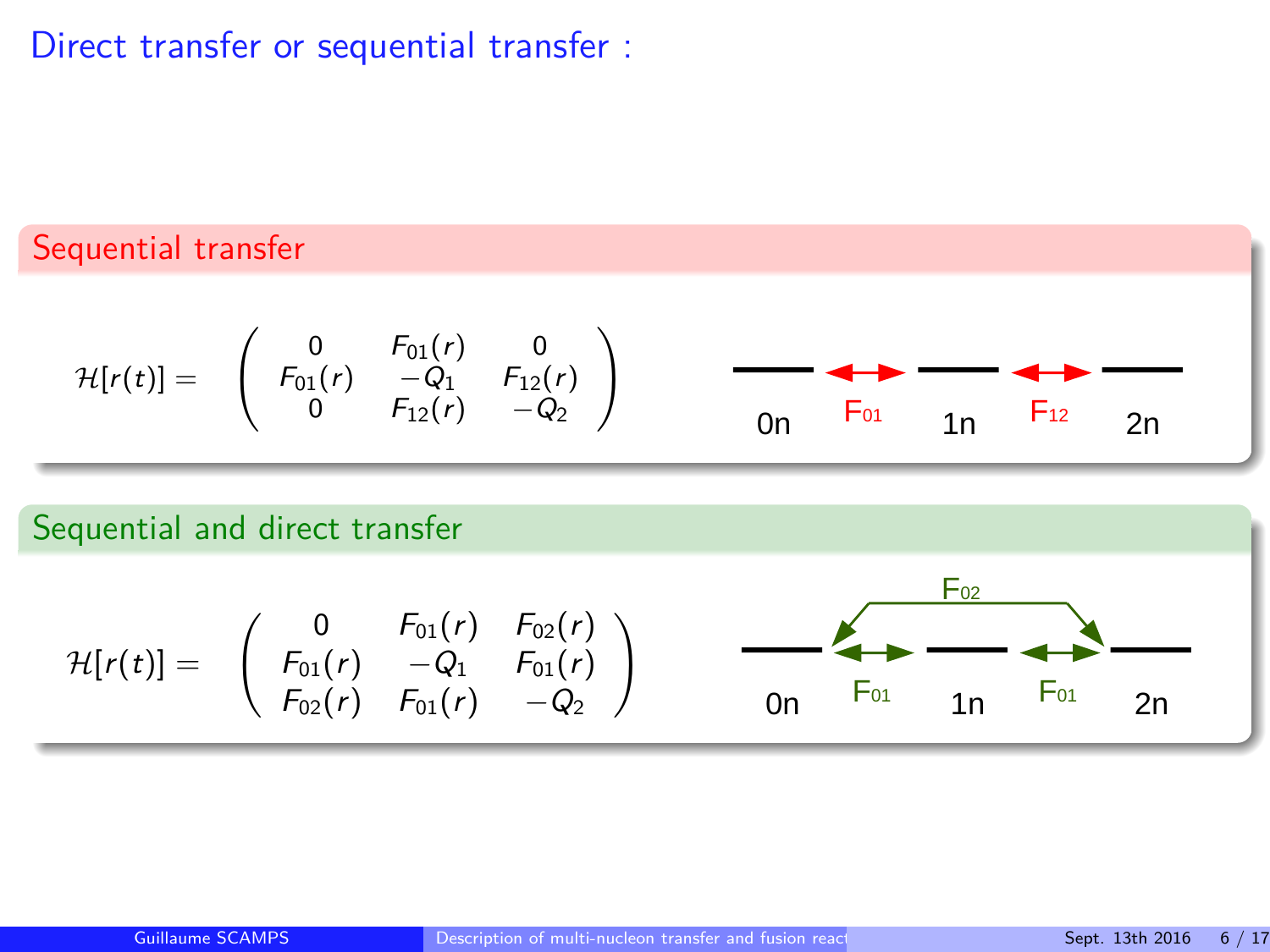# Direct transfer or sequential transfer :

## Sequential transfer

$$
\mathcal{H}[r(t)] = \begin{pmatrix} 0 & F_{01}(r) & 0 \\ F_{01}(r) & -Q_1 & F_{12}(r) \\ 0 & F_{12}(r) & -Q_2 \end{pmatrix}
$$

0n $\overset{F_{01}}{\longleftrightarrow}$ 1n $\overset{F_{12}}{\longleftrightarrow}$ 2n

## Sequential and direct transfer

$$
\mathcal{H}[r(t)] = \begin{pmatrix} 0 & F_{01}(r) & F_{02}(r) \\ F_{01}(r) & -Q_1 & F_{01}(r) \\ F_{02}(r) & F_{01}(r) & -Q_2 \end{pmatrix}
$$

0n $\overset{F_{01}}{\longleftrightarrow}$ 1n $\overset{F_{01}}{\longleftrightarrow}$ 2n, with direct coupling $F_{02}$ between 0n and 2n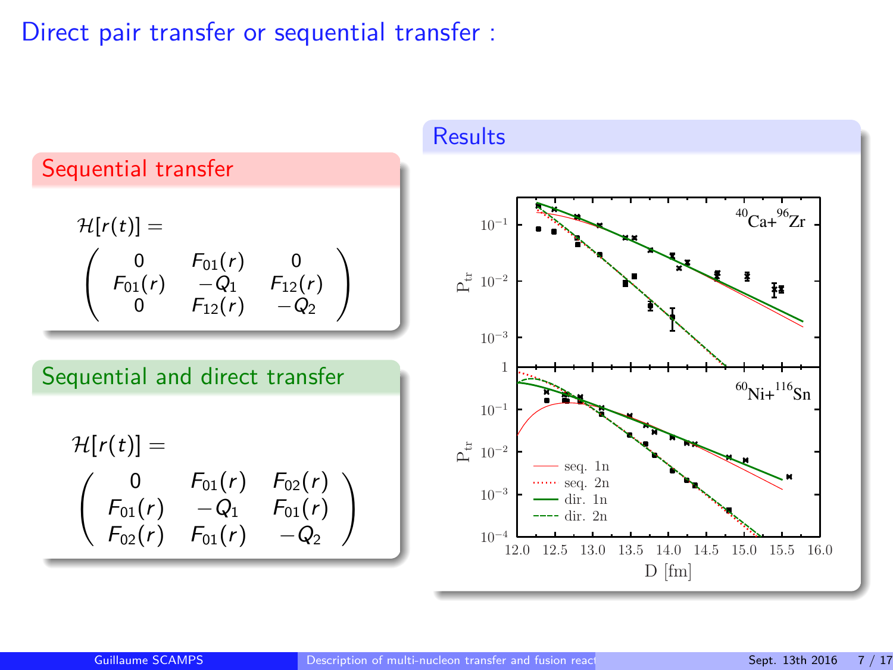# Direct pair transfer or sequential transfer :

## Sequential transfer

$$
\mathcal{H}[r(t)] = \begin{pmatrix} 0 & F_{01}(r) & 0 \\ F_{01}(r) & -Q_1 & F_{12}(r) \\ 0 & F_{12}(r) & -Q_2 \end{pmatrix}
$$

## Sequential and direct transfer

$$
\mathcal{H}[r(t)] = \begin{pmatrix} 0 & F_{01}(r) & F_{02}(r) \\ F_{01}(r) & -Q_1 & F_{01}(r) \\ F_{02}(r) & F_{01}(r) & -Q_2 \end{pmatrix}
$$

## Results

$^{40}$Ca+$^{96}$Zr

$^{60}$Ni+$^{116}$Sn

$P_{tr}$ vs. D [fm]

Legend: seq. 1n, seq. 2n, dir. 1n, dir. 2n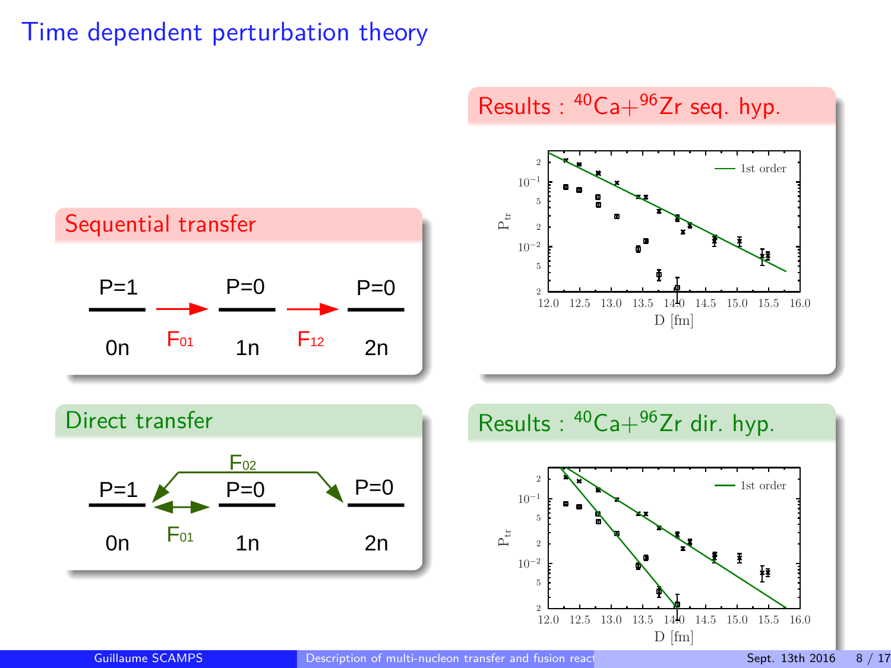# Time dependent perturbation theory

## Sequential transfer

P=1 → $F_{01}$ → P=0 → $F_{12}$ → P=0

0n — 1n — 2n

## Direct transfer

P=1 ↔ $F_{01}$ ↔ P=0; $F_{02}$ (0n → 2n) → P=0

0n — 1n — 2n

## Results : $^{40}$Ca+$^{96}$Zr seq. hyp.

$P_{tr}$ vs D [fm] — 1st order

## Results : $^{40}$Ca+$^{96}$Zr dir. hyp.

$P_{tr}$ vs D [fm] — 1st order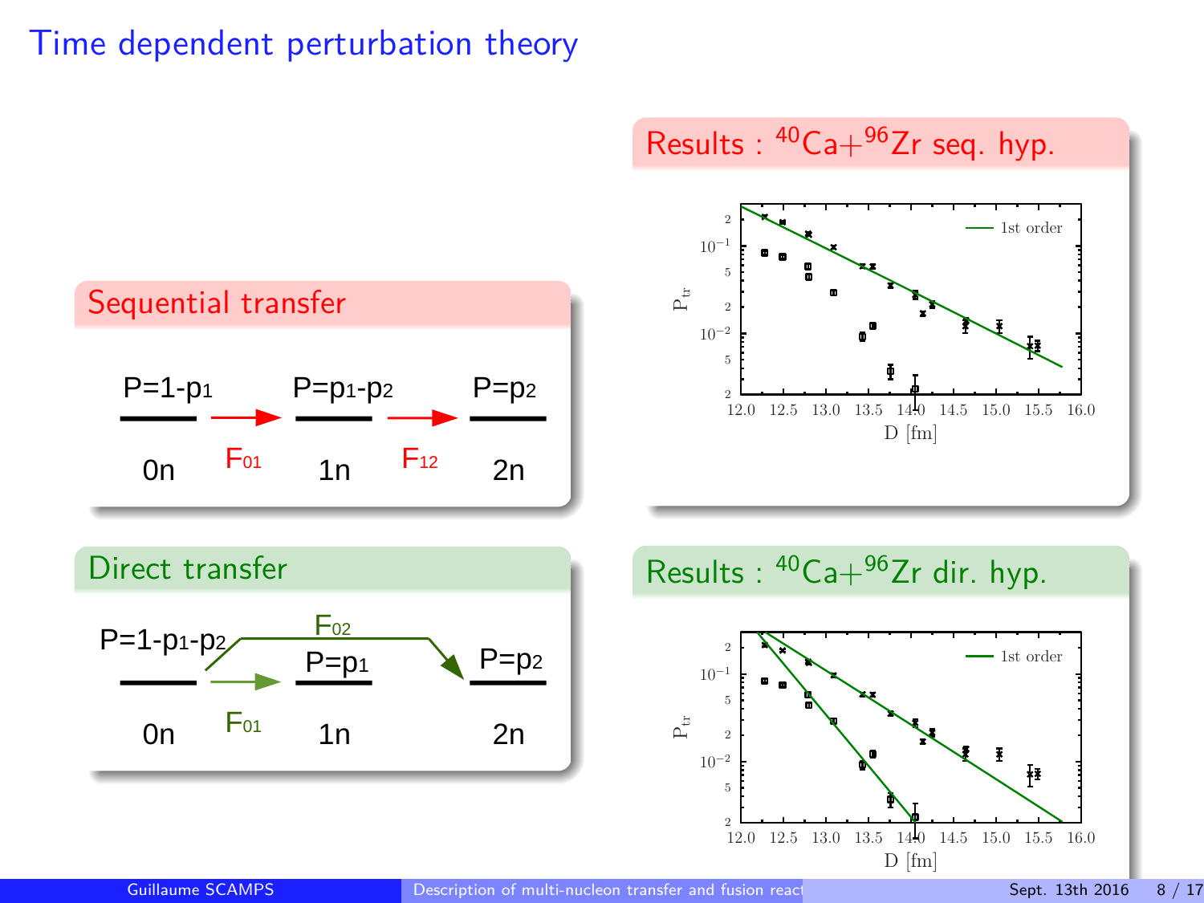# Time dependent perturbation theory

## Sequential transfer

P=1-$p_1$ → ($F_{01}$) P=$p_1$-$p_2$ → ($F_{12}$) P=$p_2$

0n — 1n — 2n

## Direct transfer

P=1-$p_1$-$p_2$ → ($F_{01}$) P=$p_1$ ; P=1-$p_1$-$p_2$ → ($F_{02}$) P=$p_2$

0n — 1n — 2n

## Results : $^{40}$Ca+$^{96}$Zr seq. hyp.

$P_{tr}$ vs D [fm] — 1st order

## Results : $^{40}$Ca+$^{96}$Zr dir. hyp.

$P_{tr}$ vs D [fm] — 1st order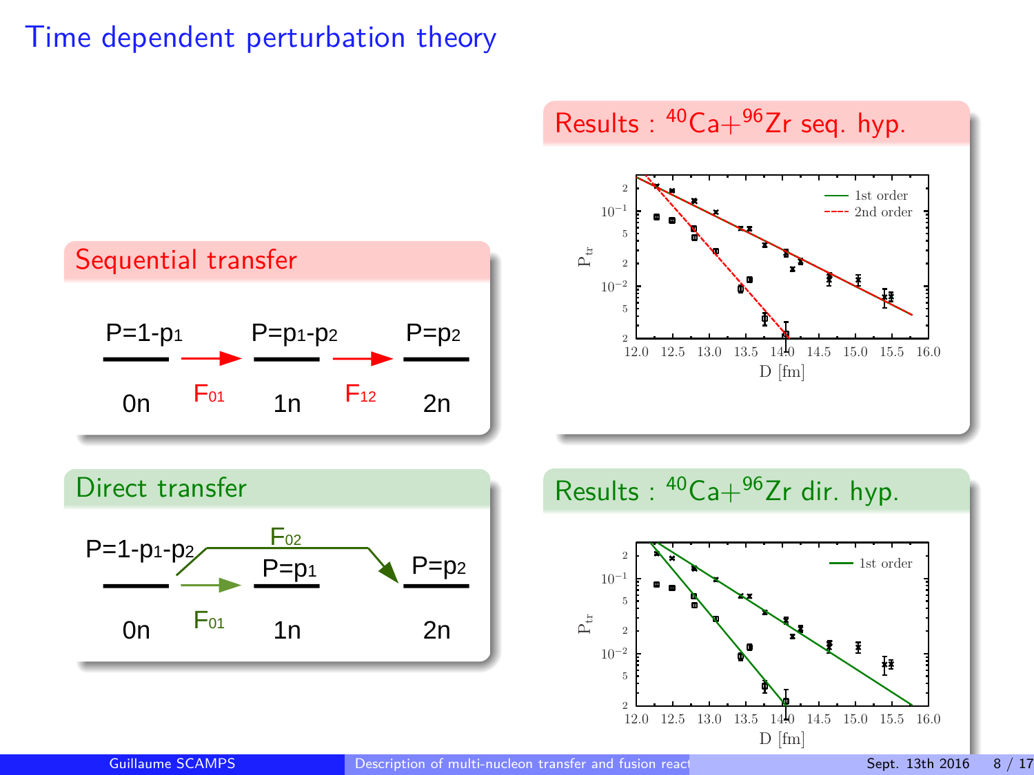# Time dependent perturbation theory

## Sequential transfer

$P=1-p_1$ → $F_{01}$ → $P=p_1-p_2$ → $F_{12}$ → $P=p_2$

0n — 1n — 2n

## Direct transfer

$P=1-p_1-p_2$, $F_{02}$, $P=p_1$, $P=p_2$, $F_{01}$

0n — 1n — 2n

## Results : $^{40}$Ca+$^{96}$Zr seq. hyp.

## Results : $^{40}$Ca+$^{96}$Zr dir. hyp.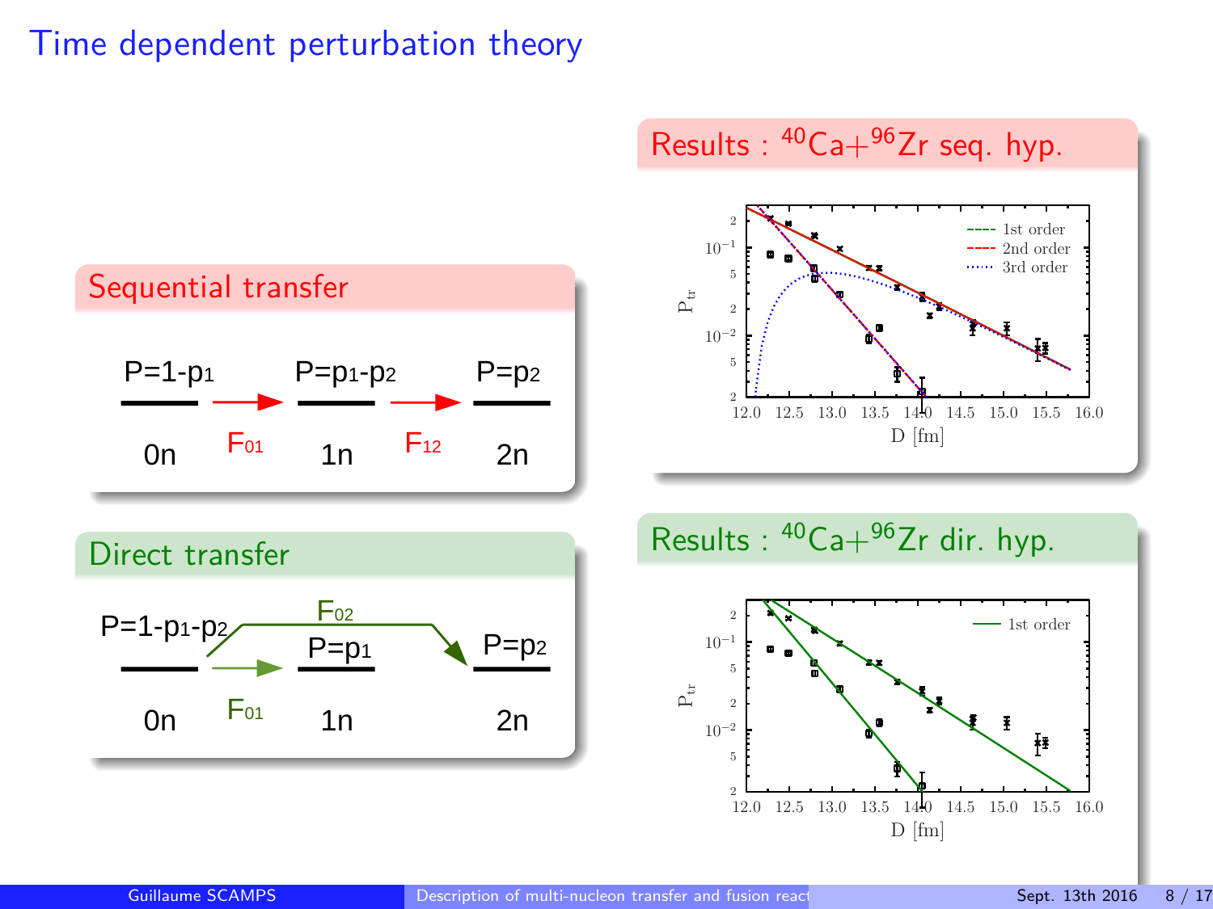# Time dependent perturbation theory

## Sequential transfer

$P=1-p_1$ → $F_{01}$ → $P=p_1-p_2$ → $F_{12}$ → $P=p_2$

0n, 1n, 2n

## Direct transfer

$P=1-p_1-p_2$, $P=p_1$, $P=p_2$

$F_{01}$, $F_{02}$

0n, 1n, 2n

## Results : $^{40}$Ca+$^{96}$Zr seq. hyp.

Plot: $P_{tr}$ vs D [fm] (12.0–16.0). Legend: 1st order, 2nd order, 3rd order

## Results : $^{40}$Ca+$^{96}$Zr dir. hyp.

Plot: $P_{tr}$ vs D [fm] (12.0–16.0). Legend: 1st order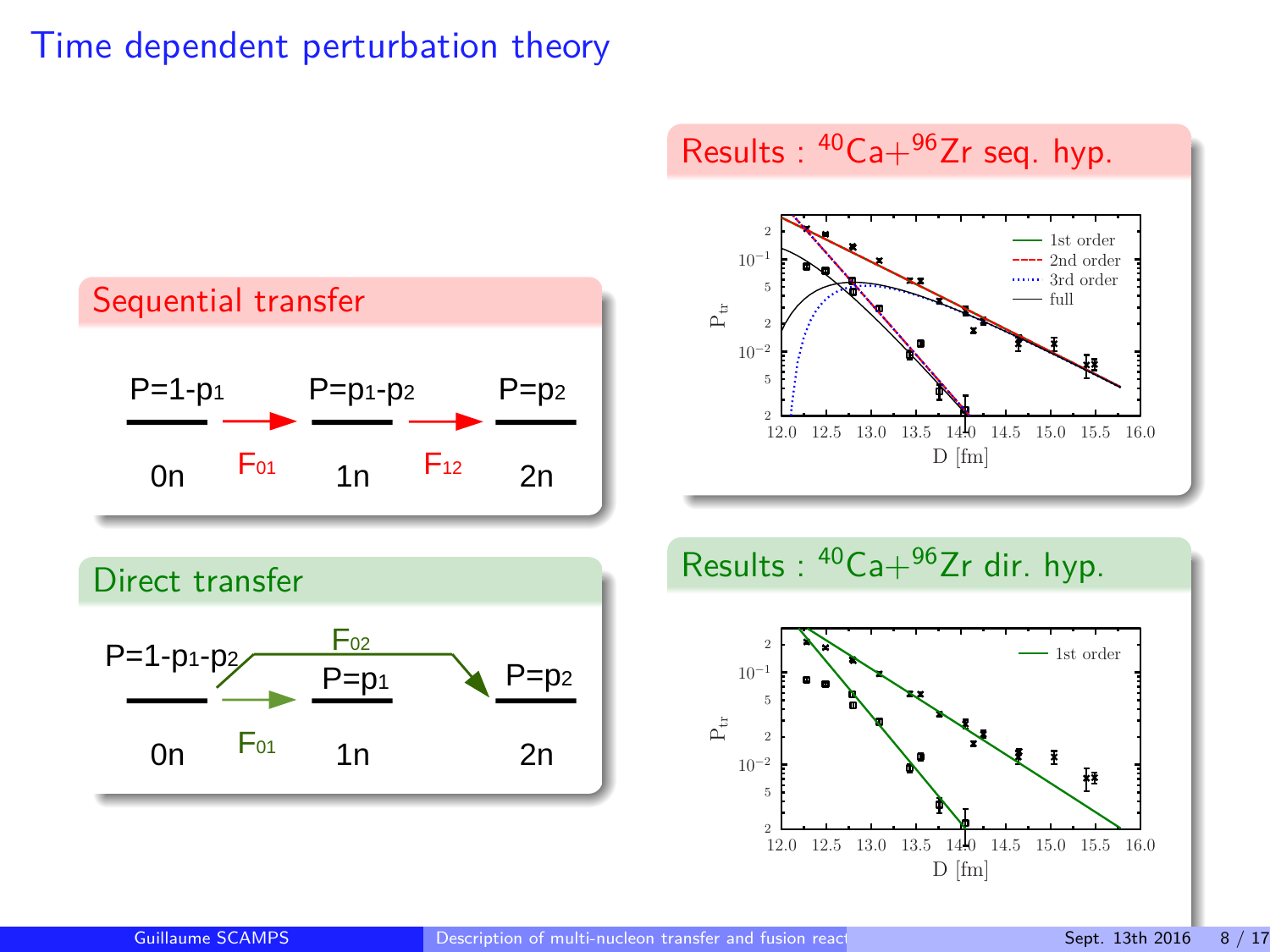# Time dependent perturbation theory

## Sequential transfer

$P=1-p_1$ → $F_{01}$ → $P=p_1-p_2$ → $F_{12}$ → $P=p_2$

0n, 1n, 2n

## Direct transfer

$P=1-p_1-p_2$, $P=p_1$, $P=p_2$

$F_{01}$, $F_{02}$

0n, 1n, 2n

## Results : $^{40}$Ca+$^{96}$Zr seq. hyp.

Legend: 1st order, 2nd order, 3rd order, full

Axes: $P_{tr}$ vs D [fm]

## Results : $^{40}$Ca+$^{96}$Zr dir. hyp.

Legend: 1st order

Axes: $P_{tr}$ vs D [fm]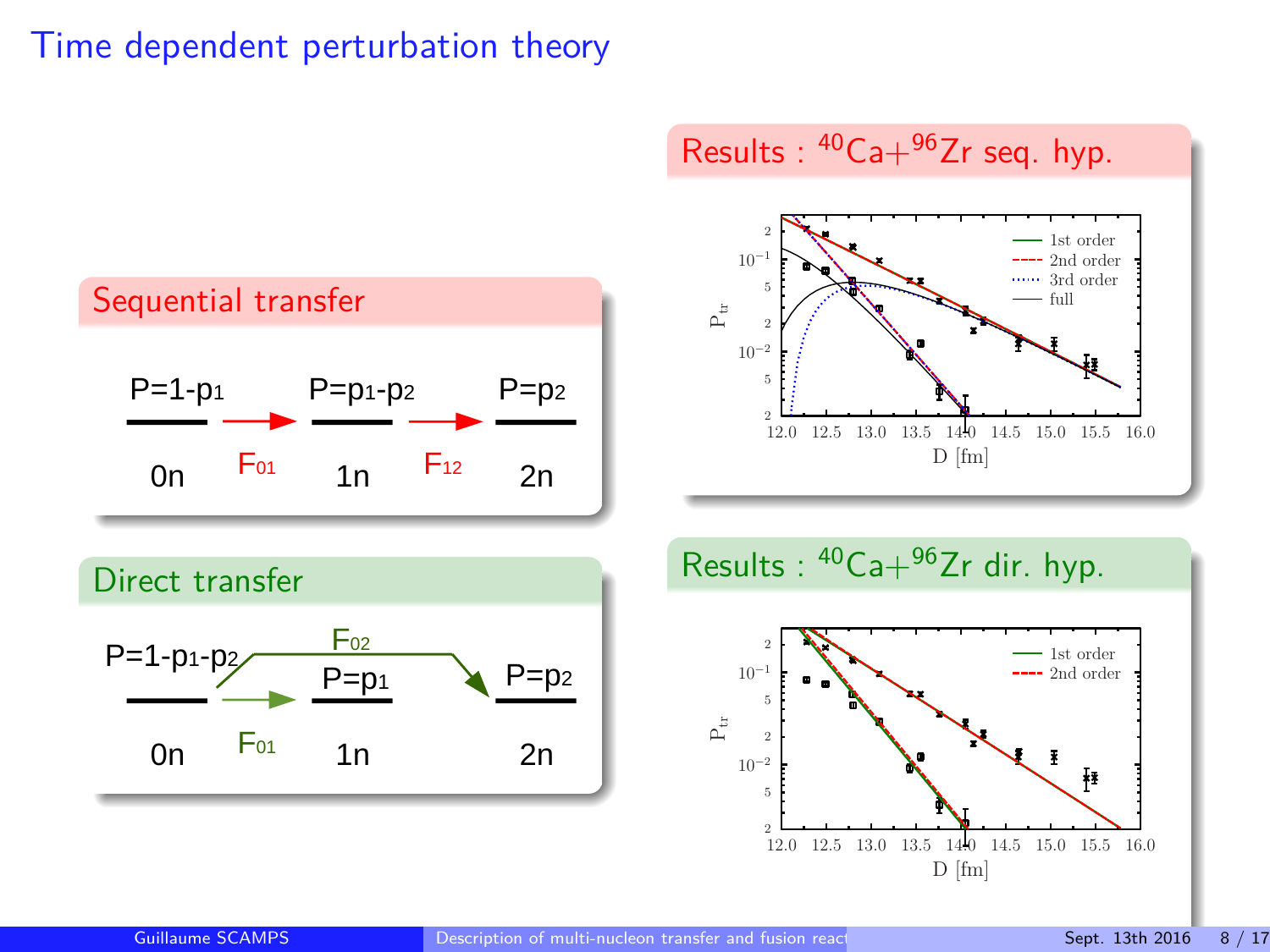# Time dependent perturbation theory

## Sequential transfer

$P=1-p_1$ → $F_{01}$ → $P=p_1-p_2$ → $F_{12}$ → $P=p_2$

0n — 1n — 2n

## Direct transfer

$P=1-p_1-p_2$ → $F_{01}$ → $P=p_1$

$P=1-p_1-p_2$ → $F_{02}$ → $P=p_2$

0n — 1n — 2n

## Results : $^{40}Ca+^{96}Zr$ seq. hyp.

Plot: $P_{tr}$ vs D [fm] (12.0–16.0); legend: 1st order, 2nd order, 3rd order, full

## Results : $^{40}Ca+^{96}Zr$ dir. hyp.

Plot: $P_{tr}$ vs D [fm] (12.0–16.0); legend: 1st order, 2nd order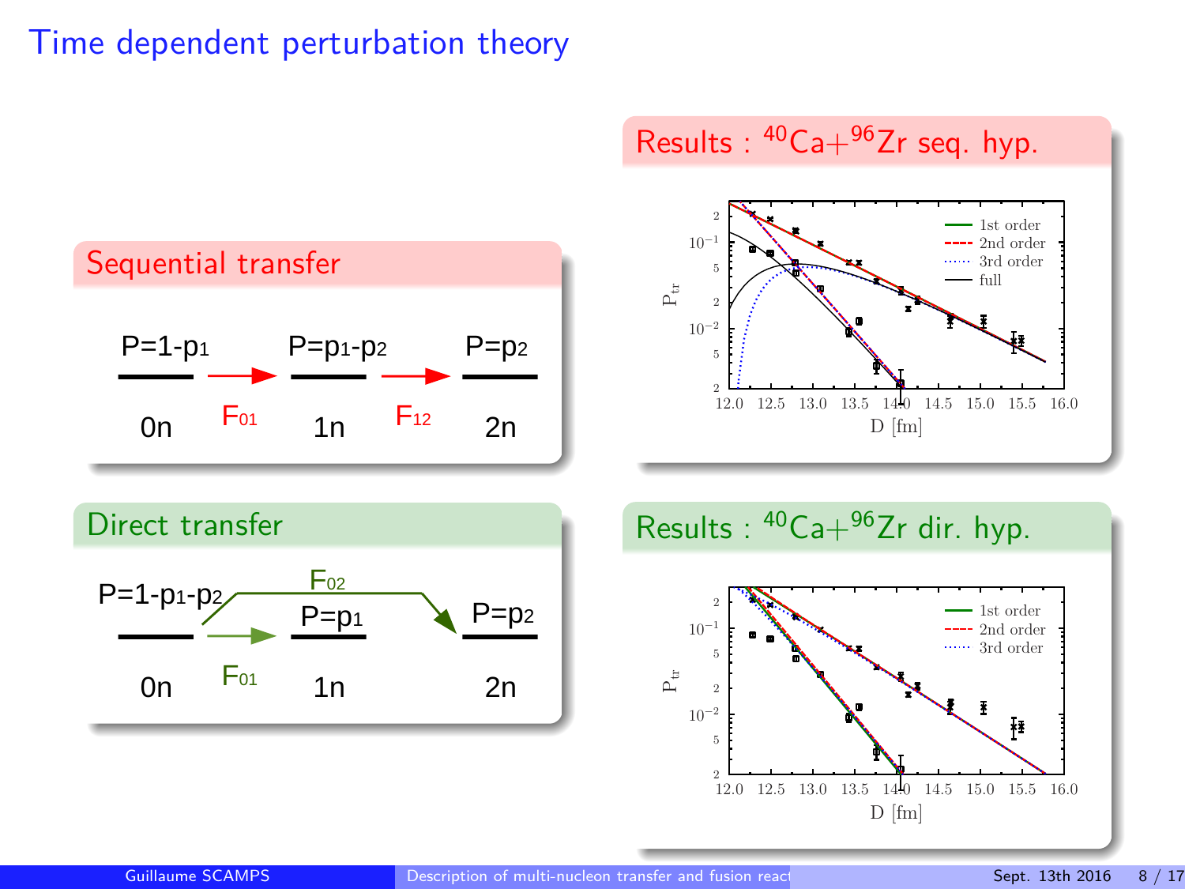# Time dependent perturbation theory

## Sequential transfer

$P=1-p_1$ → $F_{01}$ → $P=p_1-p_2$ → $F_{12}$ → $P=p_2$

0n    1n    2n

## Direct transfer

$P=1-p_1-p_2$, $F_{02}$, $P=p_1$, $P=p_2$, $F_{01}$

0n    1n    2n

## Results : $^{40}$Ca+$^{96}$Zr seq. hyp.

Legend: 1st order, 2nd order, 3rd order, full

$P_{tr}$ vs D [fm]

## Results : $^{40}$Ca+$^{96}$Zr dir. hyp.

Legend: 1st order, 2nd order, 3rd order

$P_{tr}$ vs D [fm]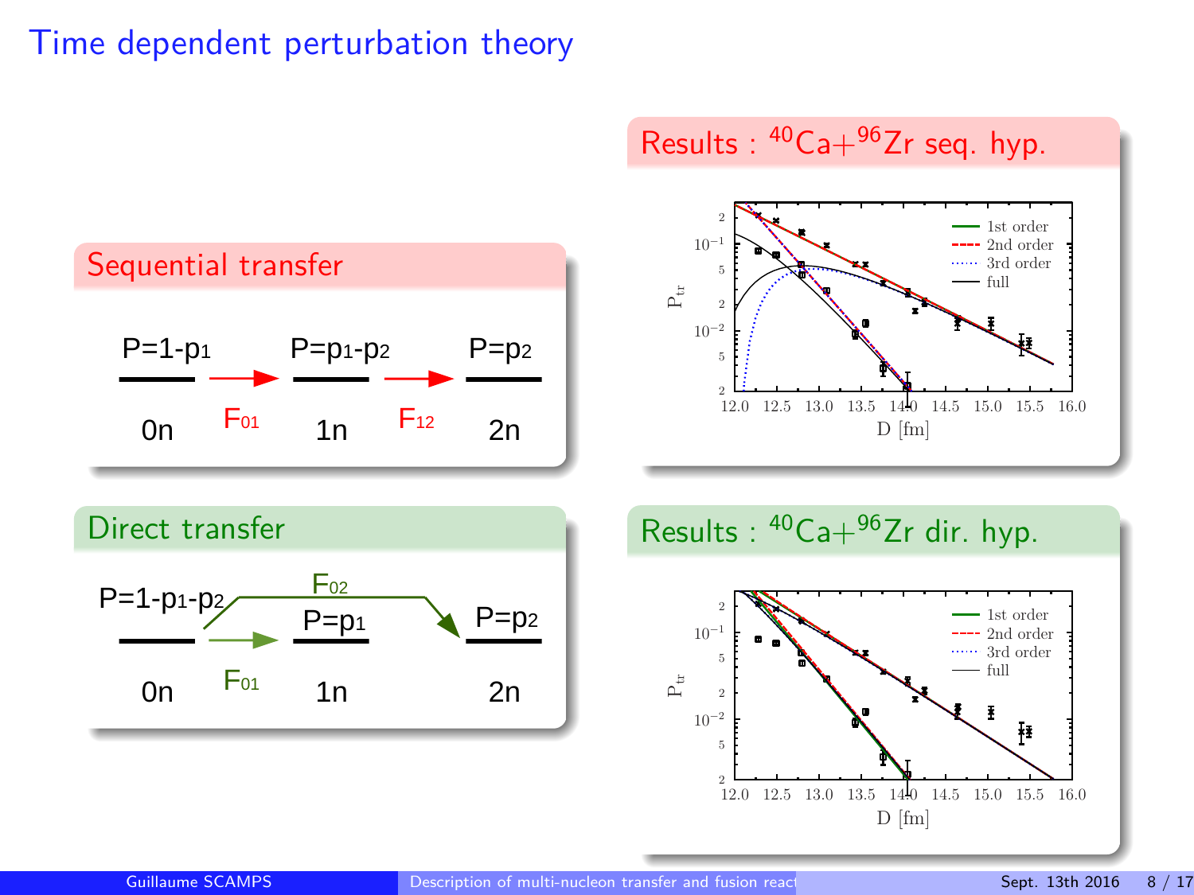# Time dependent perturbation theory

## Sequential transfer

| $P=1-p_1$ | $\xrightarrow{F_{01}}$ | $P=p_1-p_2$ | $\xrightarrow{F_{12}}$ | $P=p_2$ |
|---|---|---|---|---|
| 0n | | 1n | | 2n |

## Direct transfer

| $P=1-p_1-p_2$ | $\xrightarrow{F_{01}}$ | $P=p_1$ | | $P=p_2$ |
|---|---|---|---|---|
| 0n | | 1n | $F_{02}$ (0n → 2n) | 2n |

## Results : $^{40}$Ca+$^{96}$Zr seq. hyp.

## Results : $^{40}$Ca+$^{96}$Zr dir. hyp.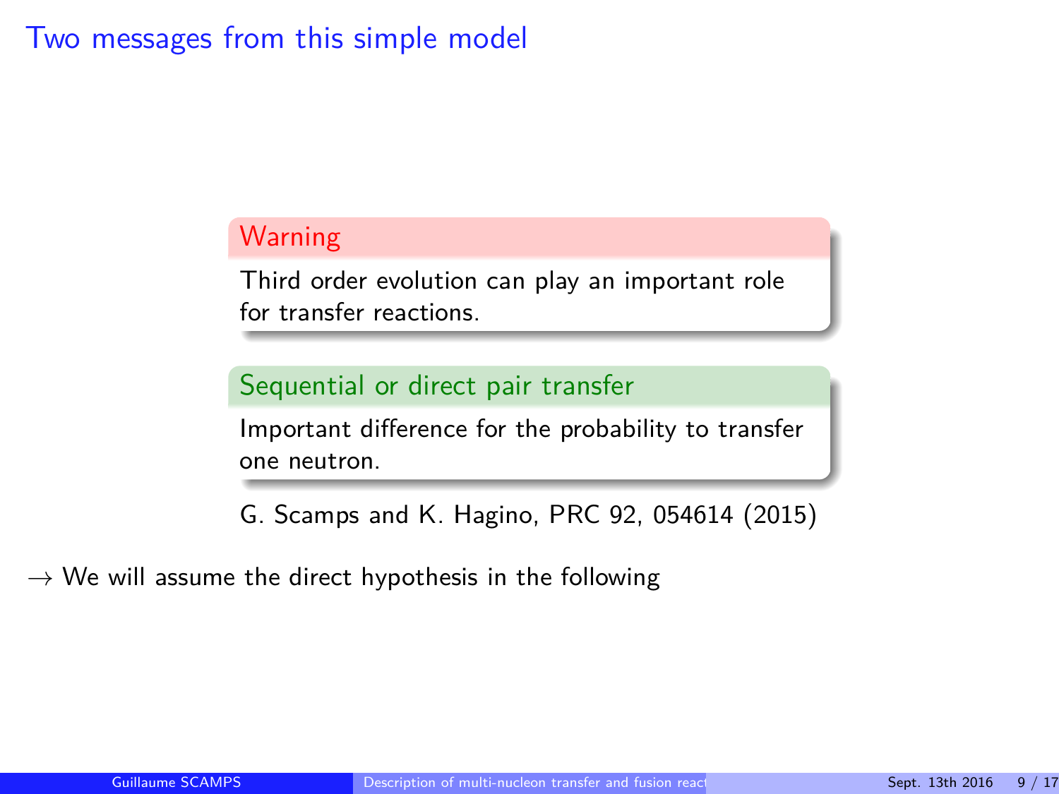# Two messages from this simple model

**Warning**

Third order evolution can play an important role for transfer reactions.

**Sequential or direct pair transfer**

Important difference for the probability to transfer one neutron.

G. Scamps and K. Hagino, PRC 92, 054614 (2015)

$\rightarrow$ We will assume the direct hypothesis in the following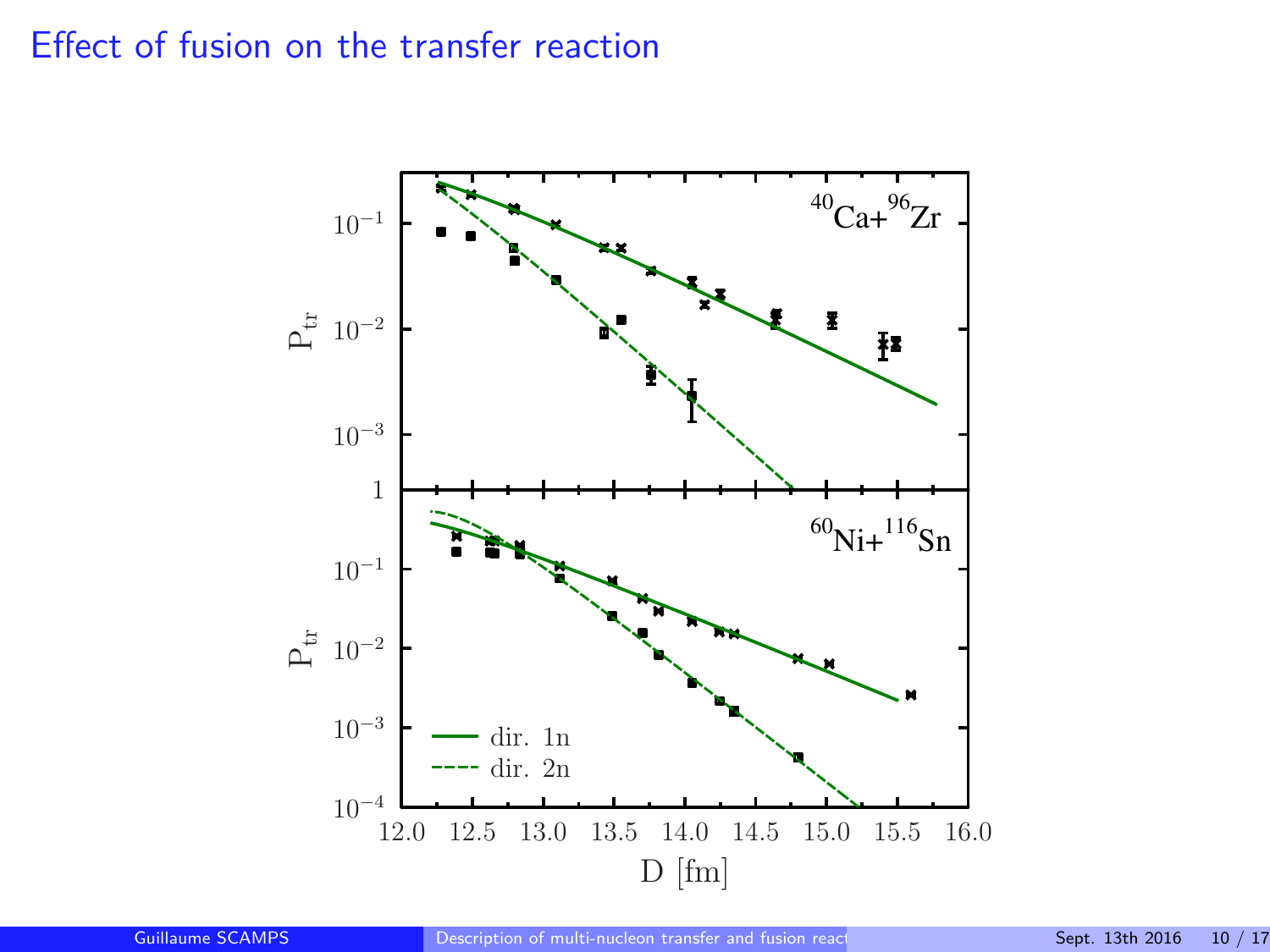# Effect of fusion on the transfer reaction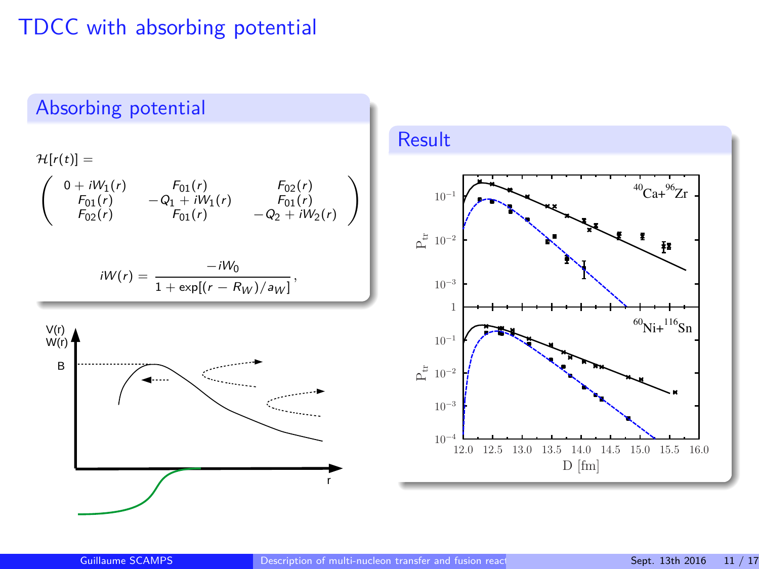# TDCC with absorbing potential

## Absorbing potential

$$\mathcal{H}[r(t)] =$$

$$\begin{pmatrix} 0 + iW_1(r) & F_{01}(r) & F_{02}(r) \\ F_{01}(r) & -Q_1 + iW_1(r) & F_{01}(r) \\ F_{02}(r) & F_{01}(r) & -Q_2 + iW_2(r) \end{pmatrix}$$

$$iW(r) = \frac{-iW_0}{1 + \exp[(r - R_W)/a_W]},$$

## Result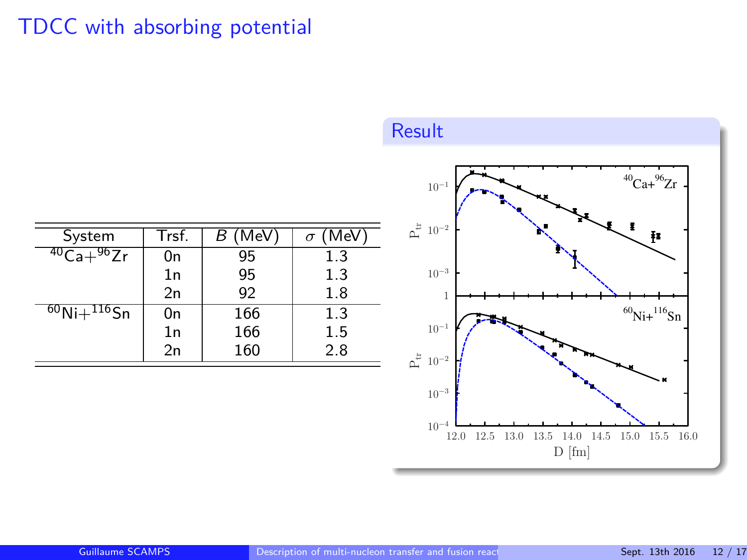# TDCC with absorbing potential

| System | Trsf. | $B$ (MeV) | $\sigma$ (MeV) |
|---|---|---|---|
| $^{40}$Ca+$^{96}$Zr | 0n | 95 | 1.3 |
| | 1n | 95 | 1.3 |
| | 2n | 92 | 1.8 |
| $^{60}$Ni+$^{116}$Sn | 0n | 166 | 1.3 |
| | 1n | 166 | 1.5 |
| | 2n | 160 | 2.8 |

## Result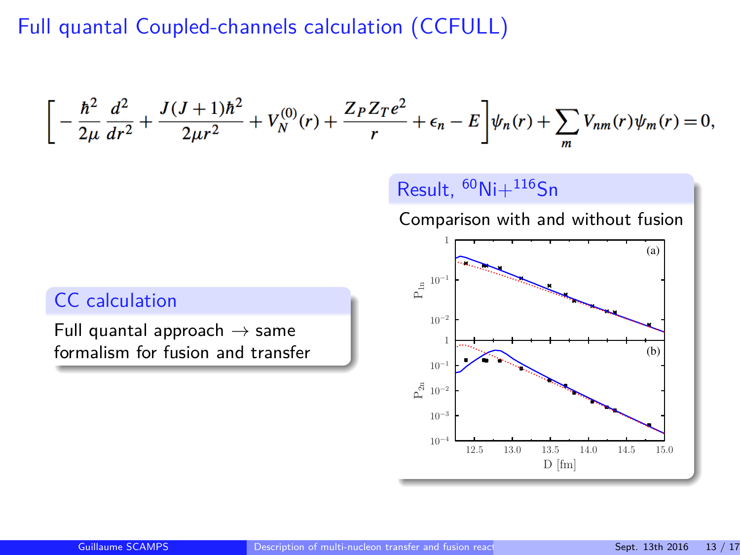# Full quantal Coupled-channels calculation (CCFULL)

$$\left[-\frac{\hbar^2}{2\mu}\frac{d^2}{dr^2}+\frac{J(J+1)\hbar^2}{2\mu r^2}+V_N^{(0)}(r)+\frac{Z_P Z_T e^2}{r}+\epsilon_n-E\right]\psi_n(r)+\sum_m V_{nm}(r)\psi_m(r)=0,$$

## CC calculation

Full quantal approach → same formalism for fusion and transfer

## Result, $^{60}Ni+^{116}Sn$

Comparison with and without fusion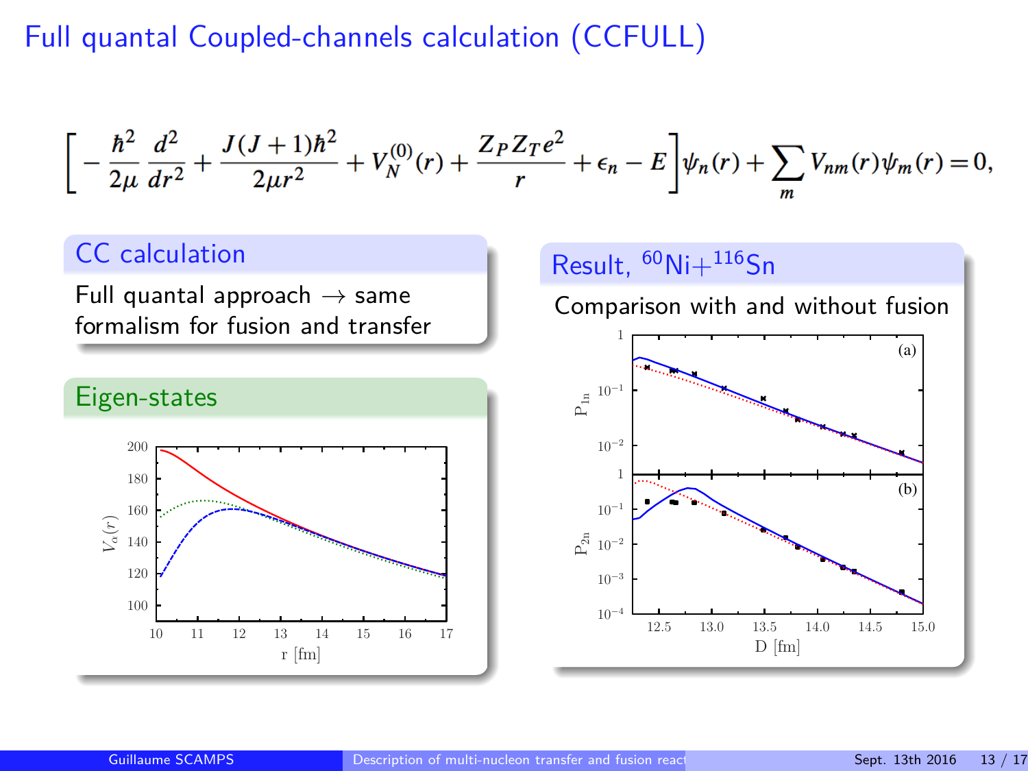# Full quantal Coupled-channels calculation (CCFULL)

$$\left[ -\frac{\hbar^2}{2\mu}\frac{d^2}{dr^2} + \frac{J(J+1)\hbar^2}{2\mu r^2} + V_N^{(0)}(r) + \frac{Z_P Z_T e^2}{r} + \epsilon_n - E \right]\psi_n(r) + \sum_m V_{nm}(r)\psi_m(r) = 0,$$

## CC calculation

Full quantal approach → same formalism for fusion and transfer

## Eigen-states

## Result, $^{60}$Ni+$^{116}$Sn

Comparison with and without fusion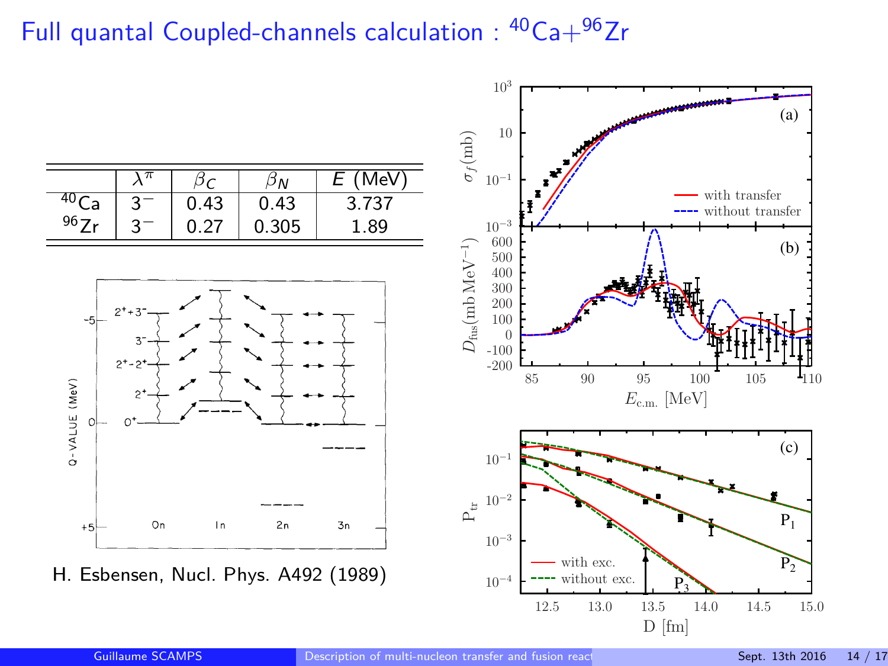# Full quantal Coupled-channels calculation : $^{40}$Ca+$^{96}$Zr

|  | $\lambda^\pi$ | $\beta_C$ | $\beta_N$ | $E$ (MeV) |
|---|---|---|---|---|
| $^{40}$Ca | $3^-$ | 0.43 | 0.43 | 3.737 |
| $^{96}$Zr | $3^-$ | 0.27 | 0.305 | 1.89 |

H. Esbensen, Nucl. Phys. A492 (1989)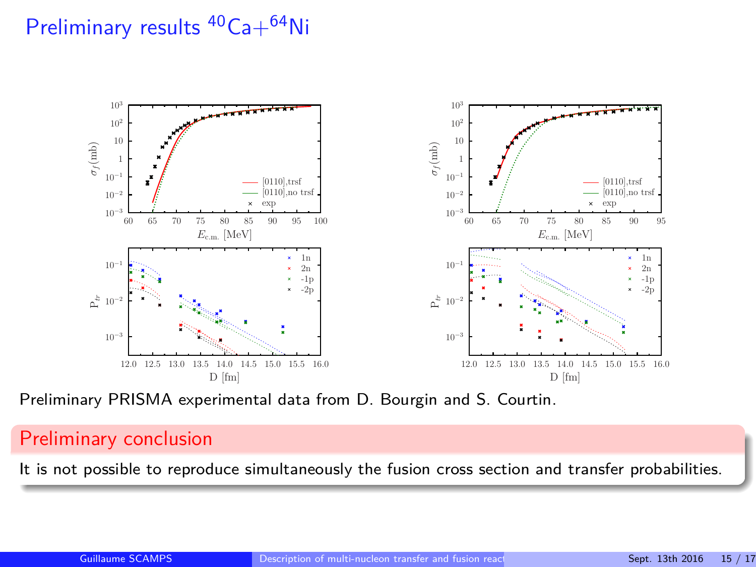# Preliminary results $^{40}Ca+^{64}Ni$

Preliminary PRISMA experimental data from D. Bourgin and S. Courtin.

## Preliminary conclusion

It is not possible to reproduce simultaneously the fusion cross section and transfer probabilities.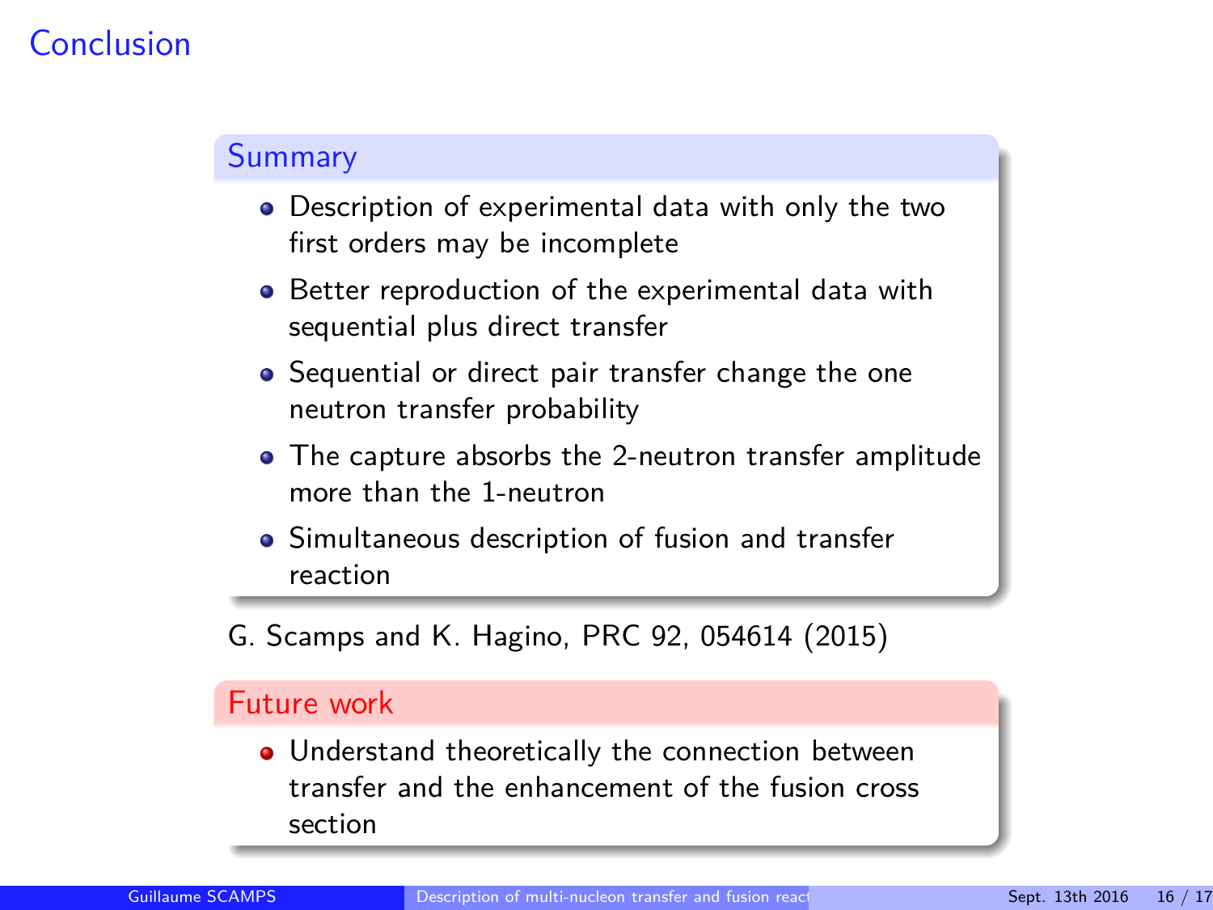# Conclusion

## Summary

- Description of experimental data with only the two first orders may be incomplete
- Better reproduction of the experimental data with sequential plus direct transfer
- Sequential or direct pair transfer change the one neutron transfer probability
- The capture absorbs the 2-neutron transfer amplitude more than the 1-neutron
- Simultaneous description of fusion and transfer reaction

G. Scamps and K. Hagino, PRC 92, 054614 (2015)

## Future work

- Understand theoretically the connection between transfer and the enhancement of the fusion cross section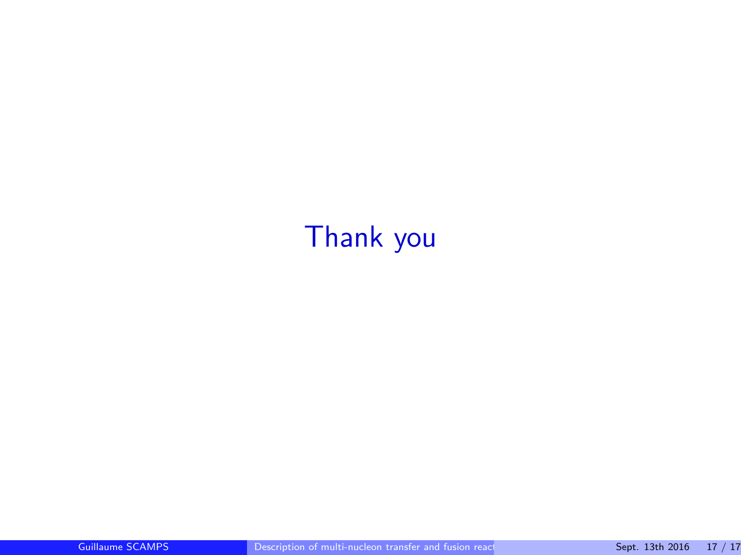Thank you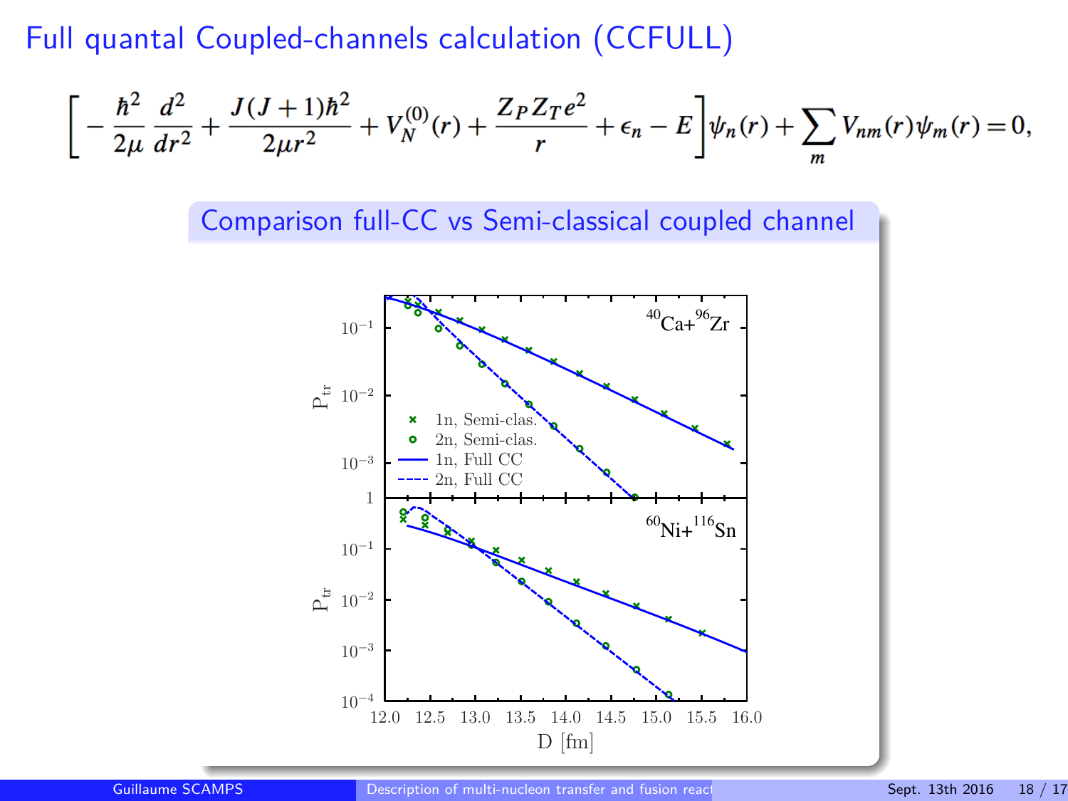# Full quantal Coupled-channels calculation (CCFULL)

$$\left[-\frac{\hbar^2}{2\mu}\frac{d^2}{dr^2}+\frac{J(J+1)\hbar^2}{2\mu r^2}+V_N^{(0)}(r)+\frac{Z_P Z_T e^2}{r}+\epsilon_n-E\right]\psi_n(r)+\sum_m V_{nm}(r)\psi_m(r)=0,$$

## Comparison full-CC vs Semi-classical coupled channel

$^{40}$Ca+$^{96}$Zr

$^{60}$Ni+$^{116}$Sn

1n, Semi-clas.
2n, Semi-clas.
1n, Full CC
2n, Full CC

$P_{tr}$

$10^{-1}$
$10^{-2}$
$10^{-3}$
1
$10^{-1}$
$10^{-2}$
$10^{-3}$
$10^{-4}$

12.0 12.5 13.0 13.5 14.0 14.5 15.0 15.5 16.0

D [fm]